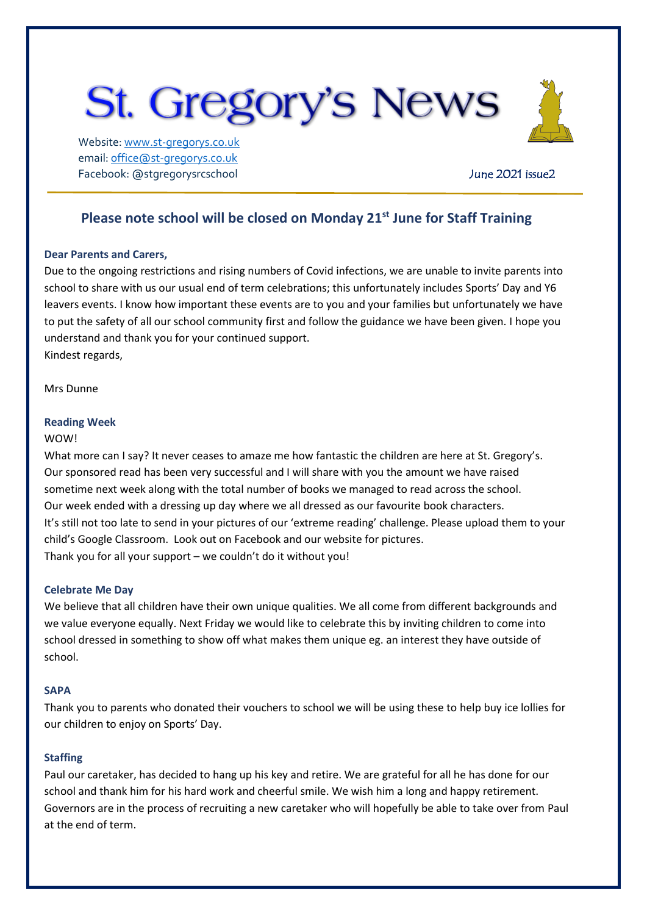# St. Gregory's News

Website: www.st-gregorys.co.uk
email: office@st-gregorys.co.uk
Facebook: @stgregorysrcschool

June 2021 issue2

## Please note school will be closed on Monday 21st June for Staff Training

**Dear Parents and Carers,**

Due to the ongoing restrictions and rising numbers of Covid infections, we are unable to invite parents into school to share with us our usual end of term celebrations; this unfortunately includes Sports' Day and Y6 leavers events. I know how important these events are to you and your families but unfortunately we have to put the safety of all our school community first and follow the guidance we have been given. I hope you understand and thank you for your continued support.
Kindest regards,

Mrs Dunne

### Reading Week

WOW!

What more can I say? It never ceases to amaze me how fantastic the children are here at St. Gregory's. Our sponsored read has been very successful and I will share with you the amount we have raised sometime next week along with the total number of books we managed to read across the school. Our week ended with a dressing up day where we all dressed as our favourite book characters. It's still not too late to send in your pictures of our 'extreme reading' challenge. Please upload them to your child's Google Classroom. Look out on Facebook and our website for pictures.
Thank you for all your support – we couldn't do it without you!

### Celebrate Me Day

We believe that all children have their own unique qualities. We all come from different backgrounds and we value everyone equally. Next Friday we would like to celebrate this by inviting children to come into school dressed in something to show off what makes them unique eg. an interest they have outside of school.

### SAPA

Thank you to parents who donated their vouchers to school we will be using these to help buy ice lollies for our children to enjoy on Sports' Day.

### Staffing

Paul our caretaker, has decided to hang up his key and retire. We are grateful for all he has done for our school and thank him for his hard work and cheerful smile. We wish him a long and happy retirement. Governors are in the process of recruiting a new caretaker who will hopefully be able to take over from Paul at the end of term.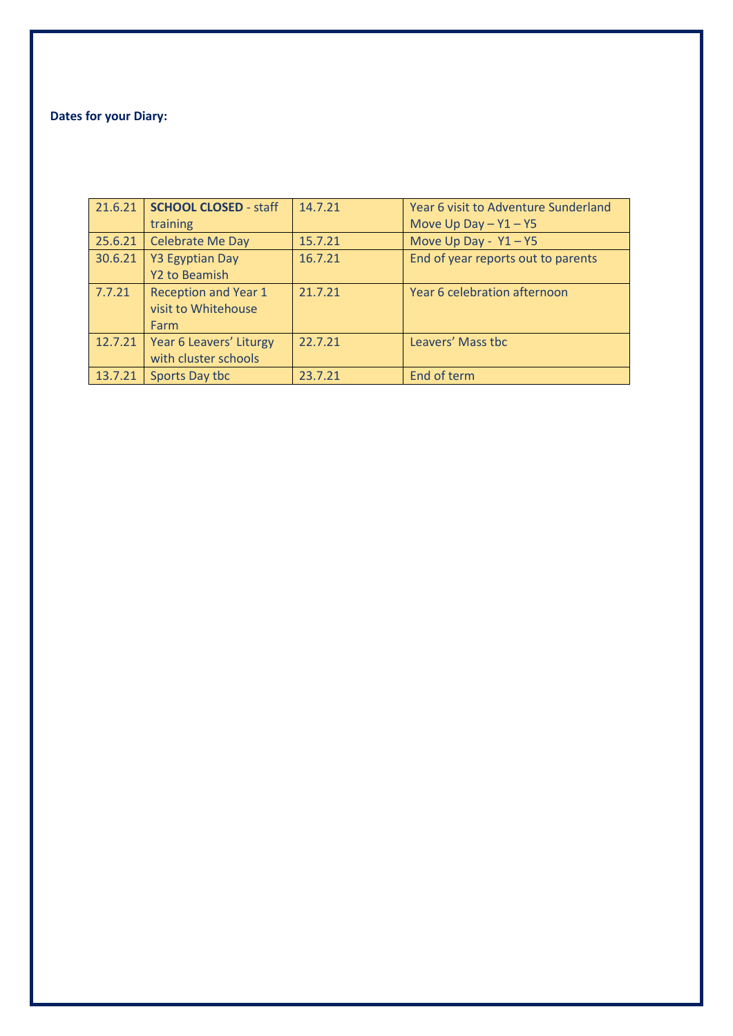**Dates for your Diary:**

| | | | |
|---|---|---|---|
| 21.6.21 | **SCHOOL CLOSED** - staff training | 14.7.21 | Year 6 visit to Adventure Sunderland<br>Move Up Day – Y1 – Y5 |
| 25.6.21 | Celebrate Me Day | 15.7.21 | Move Up Day - Y1 – Y5 |
| 30.6.21 | Y3 Egyptian Day<br>Y2 to Beamish | 16.7.21 | End of year reports out to parents |
| 7.7.21 | Reception and Year 1 visit to Whitehouse Farm | 21.7.21 | Year 6 celebration afternoon |
| 12.7.21 | Year 6 Leavers' Liturgy with cluster schools | 22.7.21 | Leavers' Mass tbc |
| 13.7.21 | Sports Day tbc | 23.7.21 | End of term |